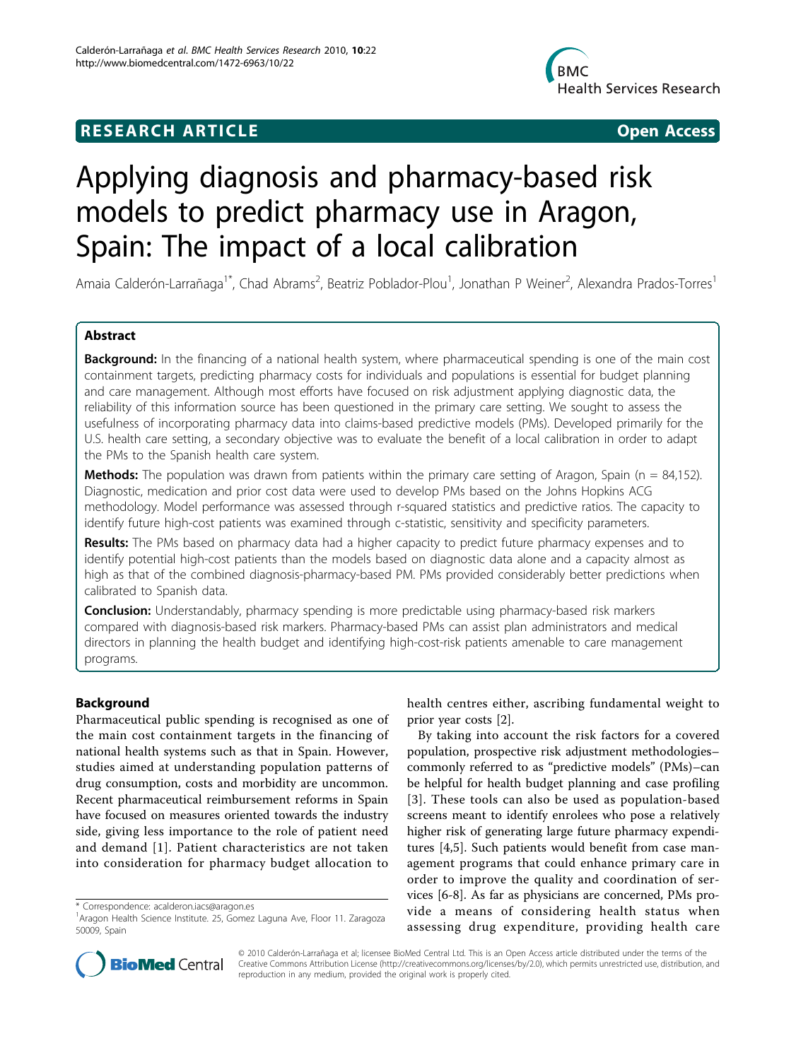## RESEARCH ARTICLE

**Open Access**

# Applying diagnosis and pharmacy-based risk models to predict pharmacy use in Aragon, Spain: The impact of a local calibration

Amaia Calderón-Larrañaga[1*], Chad Abrams[2], Beatriz Poblador-Plou[1], Jonathan P Weiner[2], Alexandra Prados-Torres[1]

## Abstract

**Background:** In the financing of a national health system, where pharmaceutical spending is one of the main cost containment targets, predicting pharmacy costs for individuals and populations is essential for budget planning and care management. Although most efforts have focused on risk adjustment applying diagnostic data, the reliability of this information source has been questioned in the primary care setting. We sought to assess the usefulness of incorporating pharmacy data into claims-based predictive models (PMs). Developed primarily for the U.S. health care setting, a secondary objective was to evaluate the benefit of a local calibration in order to adapt the PMs to the Spanish health care system.

**Methods:** The population was drawn from patients within the primary care setting of Aragon, Spain (n = 84,152). Diagnostic, medication and prior cost data were used to develop PMs based on the Johns Hopkins ACG methodology. Model performance was assessed through r-squared statistics and predictive ratios. The capacity to identify future high-cost patients was examined through c-statistic, sensitivity and specificity parameters.

**Results:** The PMs based on pharmacy data had a higher capacity to predict future pharmacy expenses and to identify potential high-cost patients than the models based on diagnostic data alone and a capacity almost as high as that of the combined diagnosis-pharmacy-based PM. PMs provided considerably better predictions when calibrated to Spanish data.

**Conclusion:** Understandably, pharmacy spending is more predictable using pharmacy-based risk markers compared with diagnosis-based risk markers. Pharmacy-based PMs can assist plan administrators and medical directors in planning the health budget and identifying high-cost-risk patients amenable to care management programs.

## Background

Pharmaceutical public spending is recognised as one of the main cost containment targets in the financing of national health systems such as that in Spain. However, studies aimed at understanding population patterns of drug consumption, costs and morbidity are uncommon. Recent pharmaceutical reimbursement reforms in Spain have focused on measures oriented towards the industry side, giving less importance to the role of patient need and demand [1]. Patient characteristics are not taken into consideration for pharmacy budget allocation to health centres either, ascribing fundamental weight to prior year costs [2].

By taking into account the risk factors for a covered population, prospective risk adjustment methodologies–commonly referred to as "predictive models" (PMs)–can be helpful for health budget planning and case profiling [3]. These tools can also be used as population-based screens meant to identify enrolees who pose a relatively higher risk of generating large future pharmacy expenditures [4,5]. Such patients would benefit from case management programs that could enhance primary care in order to improve the quality and coordination of services [6-8]. As far as physicians are concerned, PMs provide a means of considering health status when assessing drug expenditure, providing health care

\* Correspondence: acalderon.iacs@aragon.es

[1]Aragon Health Science Institute. 25, Gomez Laguna Ave, Floor 11. Zaragoza 50009, Spain

© 2010 Calderón-Larrañaga et al; licensee BioMed Central Ltd. This is an Open Access article distributed under the terms of the Creative Commons Attribution License (http://creativecommons.org/licenses/by/2.0), which permits unrestricted use, distribution, and reproduction in any medium, provided the original work is properly cited.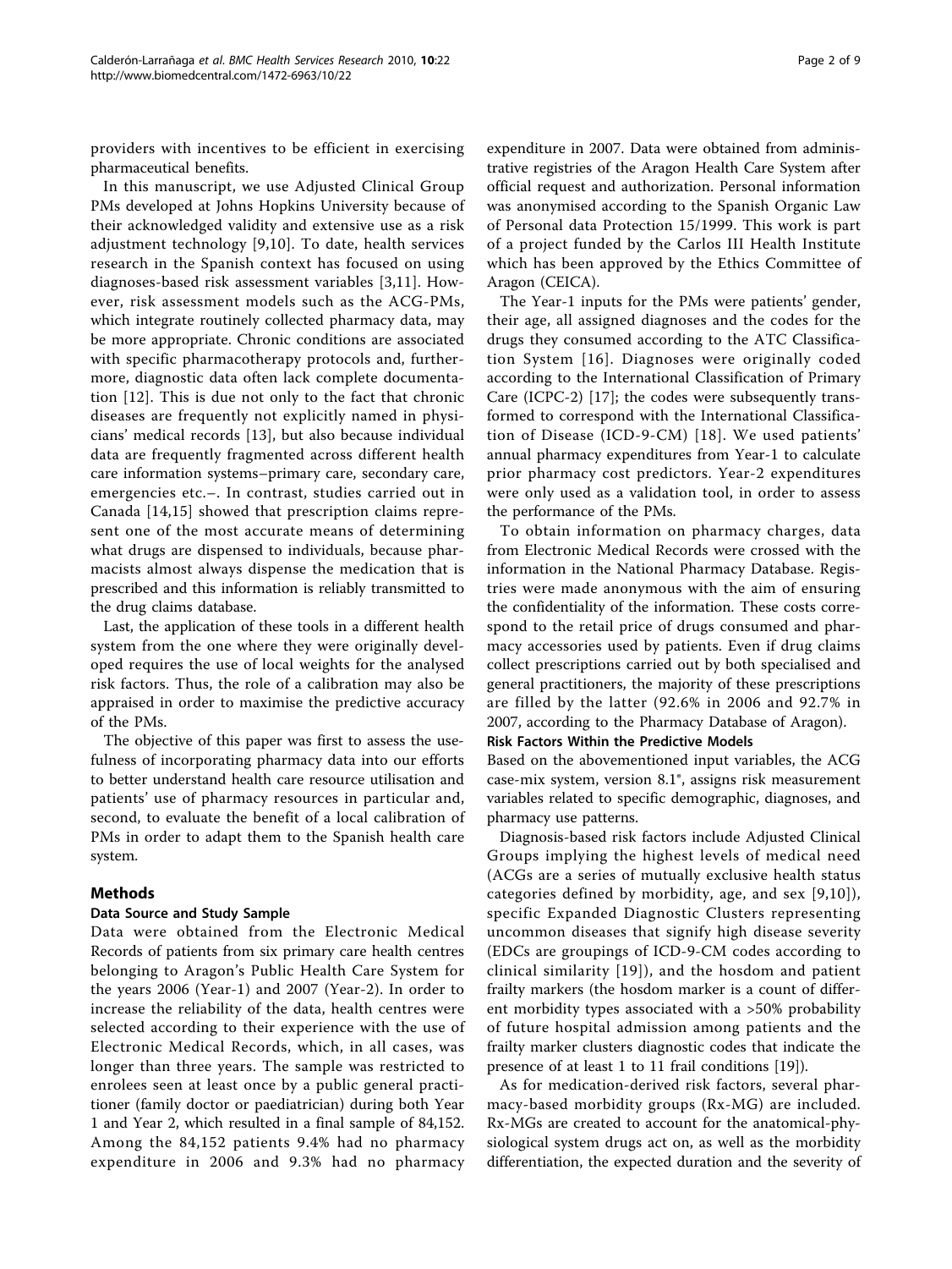providers with incentives to be efficient in exercising pharmaceutical benefits.

In this manuscript, we use Adjusted Clinical Group PMs developed at Johns Hopkins University because of their acknowledged validity and extensive use as a risk adjustment technology [9,10]. To date, health services research in the Spanish context has focused on using diagnoses-based risk assessment variables [3,11]. However, risk assessment models such as the ACG-PMs, which integrate routinely collected pharmacy data, may be more appropriate. Chronic conditions are associated with specific pharmacotherapy protocols and, furthermore, diagnostic data often lack complete documentation [12]. This is due not only to the fact that chronic diseases are frequently not explicitly named in physicians' medical records [13], but also because individual data are frequently fragmented across different health care information systems–primary care, secondary care, emergencies etc.–. In contrast, studies carried out in Canada [14,15] showed that prescription claims represent one of the most accurate means of determining what drugs are dispensed to individuals, because pharmacists almost always dispense the medication that is prescribed and this information is reliably transmitted to the drug claims database.

Last, the application of these tools in a different health system from the one where they were originally developed requires the use of local weights for the analysed risk factors. Thus, the role of a calibration may also be appraised in order to maximise the predictive accuracy of the PMs.

The objective of this paper was first to assess the usefulness of incorporating pharmacy data into our efforts to better understand health care resource utilisation and patients' use of pharmacy resources in particular and, second, to evaluate the benefit of a local calibration of PMs in order to adapt them to the Spanish health care system.

## Methods

### Data Source and Study Sample

Data were obtained from the Electronic Medical Records of patients from six primary care health centres belonging to Aragon's Public Health Care System for the years 2006 (Year-1) and 2007 (Year-2). In order to increase the reliability of the data, health centres were selected according to their experience with the use of Electronic Medical Records, which, in all cases, was longer than three years. The sample was restricted to enrolees seen at least once by a public general practitioner (family doctor or paediatrician) during both Year 1 and Year 2, which resulted in a final sample of 84,152. Among the 84,152 patients 9.4% had no pharmacy expenditure in 2006 and 9.3% had no pharmacy expenditure in 2007. Data were obtained from administrative registries of the Aragon Health Care System after official request and authorization. Personal information was anonymised according to the Spanish Organic Law of Personal data Protection 15/1999. This work is part of a project funded by the Carlos III Health Institute which has been approved by the Ethics Committee of Aragon (CEICA).

The Year-1 inputs for the PMs were patients' gender, their age, all assigned diagnoses and the codes for the drugs they consumed according to the ATC Classification System [16]. Diagnoses were originally coded according to the International Classification of Primary Care (ICPC-2) [17]; the codes were subsequently transformed to correspond with the International Classification of Disease (ICD-9-CM) [18]. We used patients' annual pharmacy expenditures from Year-1 to calculate prior pharmacy cost predictors. Year-2 expenditures were only used as a validation tool, in order to assess the performance of the PMs.

To obtain information on pharmacy charges, data from Electronic Medical Records were crossed with the information in the National Pharmacy Database. Registries were made anonymous with the aim of ensuring the confidentiality of the information. These costs correspond to the retail price of drugs consumed and pharmacy accessories used by patients. Even if drug claims collect prescriptions carried out by both specialised and general practitioners, the majority of these prescriptions are filled by the latter (92.6% in 2006 and 92.7% in 2007, according to the Pharmacy Database of Aragon).

### Risk Factors Within the Predictive Models

Based on the abovementioned input variables, the ACG case-mix system, version 8.1®, assigns risk measurement variables related to specific demographic, diagnoses, and pharmacy use patterns.

Diagnosis-based risk factors include Adjusted Clinical Groups implying the highest levels of medical need (ACGs are a series of mutually exclusive health status categories defined by morbidity, age, and sex [9,10]), specific Expanded Diagnostic Clusters representing uncommon diseases that signify high disease severity (EDCs are groupings of ICD-9-CM codes according to clinical similarity [19]), and the hosdom and patient frailty markers (the hosdom marker is a count of different morbidity types associated with a >50% probability of future hospital admission among patients and the frailty marker clusters diagnostic codes that indicate the presence of at least 1 to 11 frail conditions [19]).

As for medication-derived risk factors, several pharmacy-based morbidity groups (Rx-MG) are included. Rx-MGs are created to account for the anatomical-physiological system drugs act on, as well as the morbidity differentiation, the expected duration and the severity of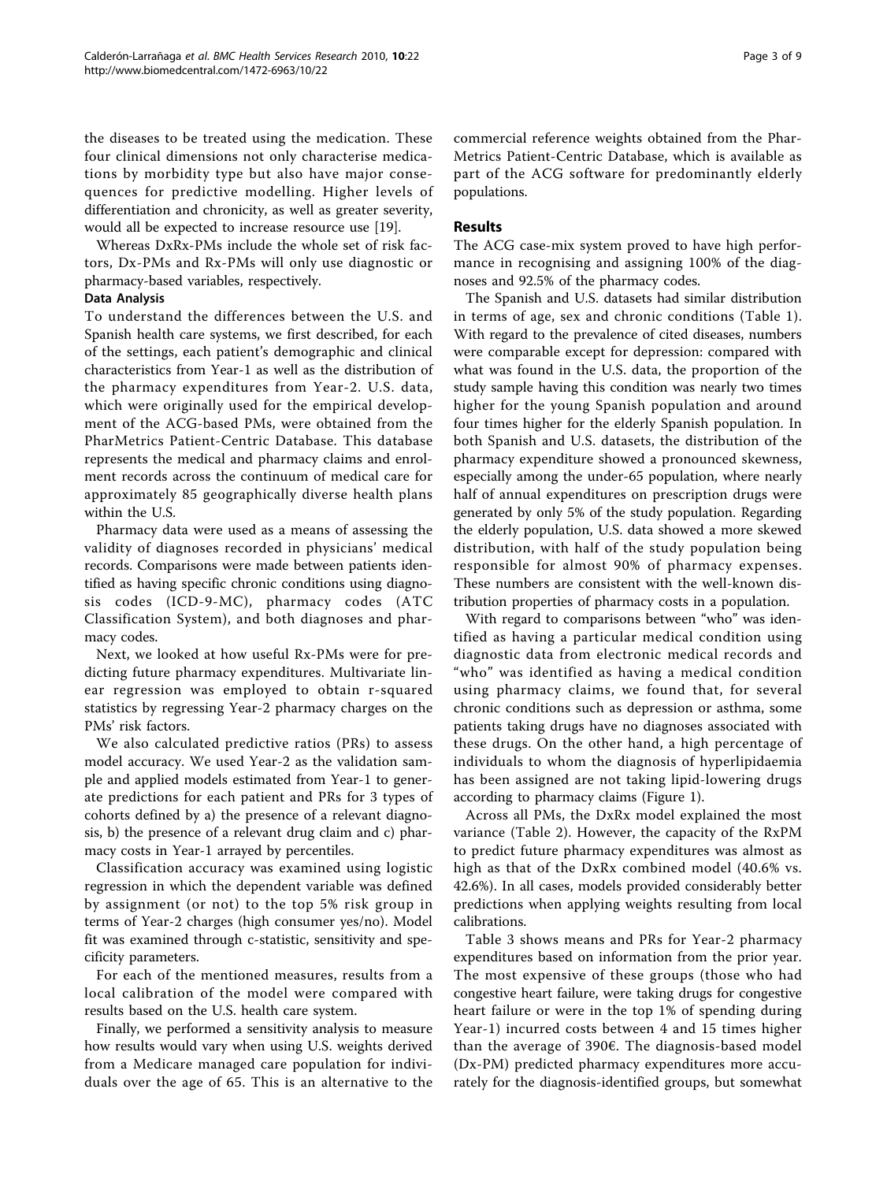the diseases to be treated using the medication. These four clinical dimensions not only characterise medications by morbidity type but also have major consequences for predictive modelling. Higher levels of differentiation and chronicity, as well as greater severity, would all be expected to increase resource use [19].

Whereas DxRx-PMs include the whole set of risk factors, Dx-PMs and Rx-PMs will only use diagnostic or pharmacy-based variables, respectively.

### Data Analysis

To understand the differences between the U.S. and Spanish health care systems, we first described, for each of the settings, each patient's demographic and clinical characteristics from Year-1 as well as the distribution of the pharmacy expenditures from Year-2. U.S. data, which were originally used for the empirical development of the ACG-based PMs, were obtained from the PharMetrics Patient-Centric Database. This database represents the medical and pharmacy claims and enrolment records across the continuum of medical care for approximately 85 geographically diverse health plans within the U.S.

Pharmacy data were used as a means of assessing the validity of diagnoses recorded in physicians' medical records. Comparisons were made between patients identified as having specific chronic conditions using diagnosis codes (ICD-9-MC), pharmacy codes (ATC Classification System), and both diagnoses and pharmacy codes.

Next, we looked at how useful Rx-PMs were for predicting future pharmacy expenditures. Multivariate linear regression was employed to obtain r-squared statistics by regressing Year-2 pharmacy charges on the PMs' risk factors.

We also calculated predictive ratios (PRs) to assess model accuracy. We used Year-2 as the validation sample and applied models estimated from Year-1 to generate predictions for each patient and PRs for 3 types of cohorts defined by a) the presence of a relevant diagnosis, b) the presence of a relevant drug claim and c) pharmacy costs in Year-1 arrayed by percentiles.

Classification accuracy was examined using logistic regression in which the dependent variable was defined by assignment (or not) to the top 5% risk group in terms of Year-2 charges (high consumer yes/no). Model fit was examined through c-statistic, sensitivity and specificity parameters.

For each of the mentioned measures, results from a local calibration of the model were compared with results based on the U.S. health care system.

Finally, we performed a sensitivity analysis to measure how results would vary when using U.S. weights derived from a Medicare managed care population for individuals over the age of 65. This is an alternative to the commercial reference weights obtained from the PharMetrics Patient-Centric Database, which is available as part of the ACG software for predominantly elderly populations.

## Results

The ACG case-mix system proved to have high performance in recognising and assigning 100% of the diagnoses and 92.5% of the pharmacy codes.

The Spanish and U.S. datasets had similar distribution in terms of age, sex and chronic conditions (Table 1). With regard to the prevalence of cited diseases, numbers were comparable except for depression: compared with what was found in the U.S. data, the proportion of the study sample having this condition was nearly two times higher for the young Spanish population and around four times higher for the elderly Spanish population. In both Spanish and U.S. datasets, the distribution of the pharmacy expenditure showed a pronounced skewness, especially among the under-65 population, where nearly half of annual expenditures on prescription drugs were generated by only 5% of the study population. Regarding the elderly population, U.S. data showed a more skewed distribution, with half of the study population being responsible for almost 90% of pharmacy expenses. These numbers are consistent with the well-known distribution properties of pharmacy costs in a population.

With regard to comparisons between "who" was identified as having a particular medical condition using diagnostic data from electronic medical records and "who" was identified as having a medical condition using pharmacy claims, we found that, for several chronic conditions such as depression or asthma, some patients taking drugs have no diagnoses associated with these drugs. On the other hand, a high percentage of individuals to whom the diagnosis of hyperlipidaemia has been assigned are not taking lipid-lowering drugs according to pharmacy claims (Figure 1).

Across all PMs, the DxRx model explained the most variance (Table 2). However, the capacity of the RxPM to predict future pharmacy expenditures was almost as high as that of the DxRx combined model (40.6% vs. 42.6%). In all cases, models provided considerably better predictions when applying weights resulting from local calibrations.

Table 3 shows means and PRs for Year-2 pharmacy expenditures based on information from the prior year. The most expensive of these groups (those who had congestive heart failure, were taking drugs for congestive heart failure or were in the top 1% of spending during Year-1) incurred costs between 4 and 15 times higher than the average of 390€. The diagnosis-based model (Dx-PM) predicted pharmacy expenditures more accurately for the diagnosis-identified groups, but somewhat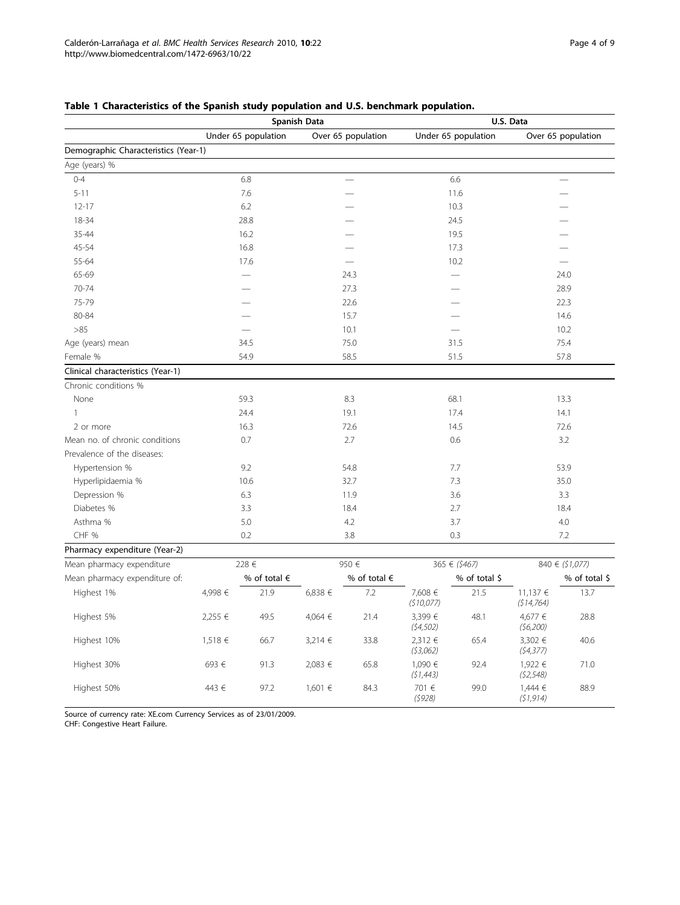**Table 1 Characteristics of the Spanish study population and U.S. benchmark population.**

| | Spanish Data | | | | U.S. Data | | | |
|---|---|---|---|---|---|---|---|---|
| | Under 65 population | | Over 65 population | | Under 65 population | | Over 65 population | |
| **Demographic Characteristics (Year-1)** | | | | | | | | |
| Age (years) % | | | | | | | | |
| 0-4 | 6.8 | | — | | 6.6 | | — | |
| 5-11 | 7.6 | | — | | 11.6 | | — | |
| 12-17 | 6.2 | | — | | 10.3 | | — | |
| 18-34 | 28.8 | | — | | 24.5 | | — | |
| 35-44 | 16.2 | | — | | 19.5 | | — | |
| 45-54 | 16.8 | | — | | 17.3 | | — | |
| 55-64 | 17.6 | | — | | 10.2 | | — | |
| 65-69 | — | | 24.3 | | — | | 24.0 | |
| 70-74 | — | | 27.3 | | — | | 28.9 | |
| 75-79 | — | | 22.6 | | — | | 22.3 | |
| 80-84 | — | | 15.7 | | — | | 14.6 | |
| >85 | — | | 10.1 | | — | | 10.2 | |
| Age (years) mean | 34.5 | | 75.0 | | 31.5 | | 75.4 | |
| Female % | 54.9 | | 58.5 | | 51.5 | | 57.8 | |
| **Clinical characteristics (Year-1)** | | | | | | | | |
| Chronic conditions % | | | | | | | | |
| None | 59.3 | | 8.3 | | 68.1 | | 13.3 | |
| 1 | 24.4 | | 19.1 | | 17.4 | | 14.1 | |
| 2 or more | 16.3 | | 72.6 | | 14.5 | | 72.6 | |
| Mean no. of chronic conditions | 0.7 | | 2.7 | | 0.6 | | 3.2 | |
| Prevalence of the diseases: | | | | | | | | |
| Hypertension % | 9.2 | | 54.8 | | 7.7 | | 53.9 | |
| Hyperlipidaemia % | 10.6 | | 32.7 | | 7.3 | | 35.0 | |
| Depression % | 6.3 | | 11.9 | | 3.6 | | 3.3 | |
| Diabetes % | 3.3 | | 18.4 | | 2.7 | | 18.4 | |
| Asthma % | 5.0 | | 4.2 | | 3.7 | | 4.0 | |
| CHF % | 0.2 | | 3.8 | | 0.3 | | 7.2 | |
| **Pharmacy expenditure (Year-2)** | | | | | | | | |
| Mean pharmacy expenditure | 228 € | | 950 € | | 365 € *($467)* | | 840 € *($1,077)* | |
| Mean pharmacy expenditure of: | | % of total € | | % of total € | | % of total $ | | % of total $ |
| Highest 1% | 4,998 € | 21.9 | 6,838 € | 7.2 | 7,608 € *($10,077)* | 21.5 | 11,137 € *($14,764)* | 13.7 |
| Highest 5% | 2,255 € | 49.5 | 4,064 € | 21.4 | 3,399 € *($4,502)* | 48.1 | 4,677 € *($6,200)* | 28.8 |
| Highest 10% | 1,518 € | 66.7 | 3,214 € | 33.8 | 2,312 € *($3,062)* | 65.4 | 3,302 € *($4,377)* | 40.6 |
| Highest 30% | 693 € | 91.3 | 2,083 € | 65.8 | 1,090 € *($1,443)* | 92.4 | 1,922 € *($2,548)* | 71.0 |
| Highest 50% | 443 € | 97.2 | 1,601 € | 84.3 | 701 € *($928)* | 99.0 | 1,444 € *($1,914)* | 88.9 |

Source of currency rate: XE.com Currency Services as of 23/01/2009.
CHF: Congestive Heart Failure.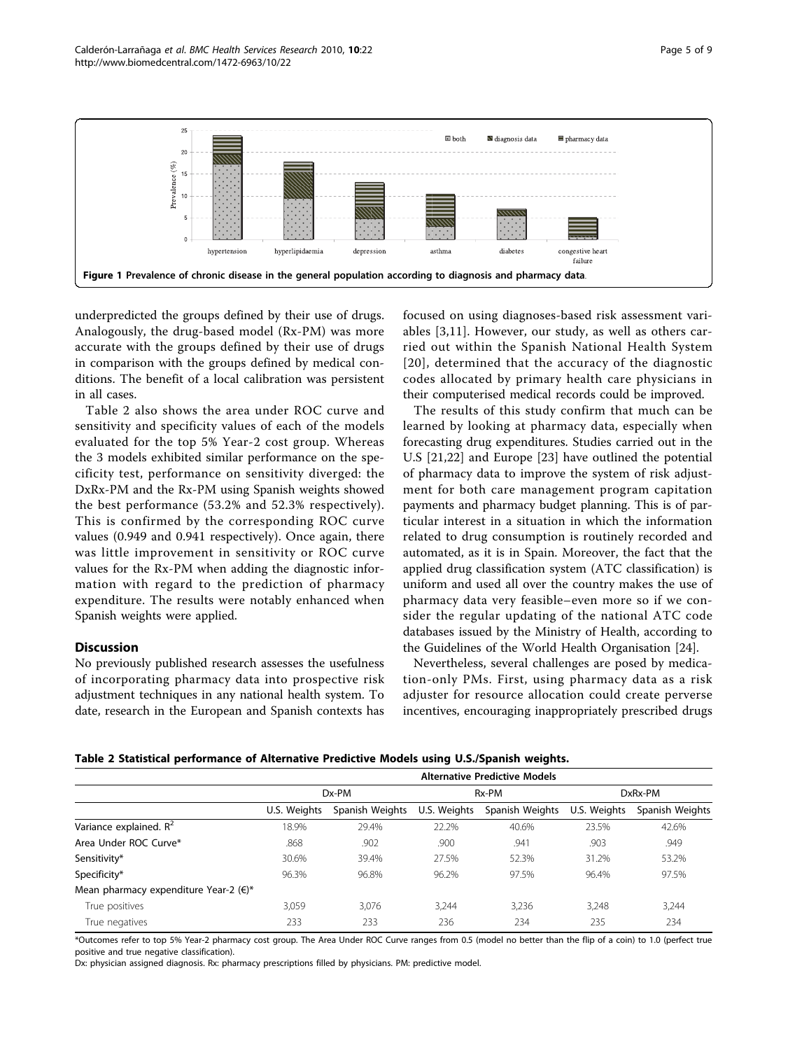Figure 1 Prevalence of chronic disease in the general population according to diagnosis and pharmacy data.

underpredicted the groups defined by their use of drugs. Analogously, the drug-based model (Rx-PM) was more accurate with the groups defined by their use of drugs in comparison with the groups defined by medical conditions. The benefit of a local calibration was persistent in all cases.

Table 2 also shows the area under ROC curve and sensitivity and specificity values of each of the models evaluated for the top 5% Year-2 cost group. Whereas the 3 models exhibited similar performance on the specificity test, performance on sensitivity diverged: the DxRx-PM and the Rx-PM using Spanish weights showed the best performance (53.2% and 52.3% respectively). This is confirmed by the corresponding ROC curve values (0.949 and 0.941 respectively). Once again, there was little improvement in sensitivity or ROC curve values for the Rx-PM when adding the diagnostic information with regard to the prediction of pharmacy expenditure. The results were notably enhanced when Spanish weights were applied.

## Discussion

No previously published research assesses the usefulness of incorporating pharmacy data into prospective risk adjustment techniques in any national health system. To date, research in the European and Spanish contexts has focused on using diagnoses-based risk assessment variables [3,11]. However, our study, as well as others carried out within the Spanish National Health System [20], determined that the accuracy of the diagnostic codes allocated by primary health care physicians in their computerised medical records could be improved.

The results of this study confirm that much can be learned by looking at pharmacy data, especially when forecasting drug expenditures. Studies carried out in the U.S [21,22] and Europe [23] have outlined the potential of pharmacy data to improve the system of risk adjustment for both care management program capitation payments and pharmacy budget planning. This is of particular interest in a situation in which the information related to drug consumption is routinely recorded and automated, as it is in Spain. Moreover, the fact that the applied drug classification system (ATC classification) is uniform and used all over the country makes the use of pharmacy data very feasible–even more so if we consider the regular updating of the national ATC code databases issued by the Ministry of Health, according to the Guidelines of the World Health Organisation [24].

Nevertheless, several challenges are posed by medication-only PMs. First, using pharmacy data as a risk adjuster for resource allocation could create perverse incentives, encouraging inappropriately prescribed drugs

**Table 2 Statistical performance of Alternative Predictive Models using U.S./Spanish weights.**

| | Alternative Predictive Models | | | | | |
|---|---|---|---|---|---|---|
| | Dx-PM | | Rx-PM | | DxRx-PM | |
| | U.S. Weights | Spanish Weights | U.S. Weights | Spanish Weights | U.S. Weights | Spanish Weights |
| Variance explained. $R^2$ | 18.9% | 29.4% | 22.2% | 40.6% | 23.5% | 42.6% |
| Area Under ROC Curve* | .868 | .902 | .900 | .941 | .903 | .949 |
| Sensitivity* | 30.6% | 39.4% | 27.5% | 52.3% | 31.2% | 53.2% |
| Specificity* | 96.3% | 96.8% | 96.2% | 97.5% | 96.4% | 97.5% |
| Mean pharmacy expenditure Year-2 (€)* | | | | | | |
| True positives | 3,059 | 3,076 | 3,244 | 3,236 | 3,248 | 3,244 |
| True negatives | 233 | 233 | 236 | 234 | 235 | 234 |

*Outcomes refer to top 5% Year-2 pharmacy cost group. The Area Under ROC Curve ranges from 0.5 (model no better than the flip of a coin) to 1.0 (perfect true positive and true negative classification).

Dx: physician assigned diagnosis. Rx: pharmacy prescriptions filled by physicians. PM: predictive model.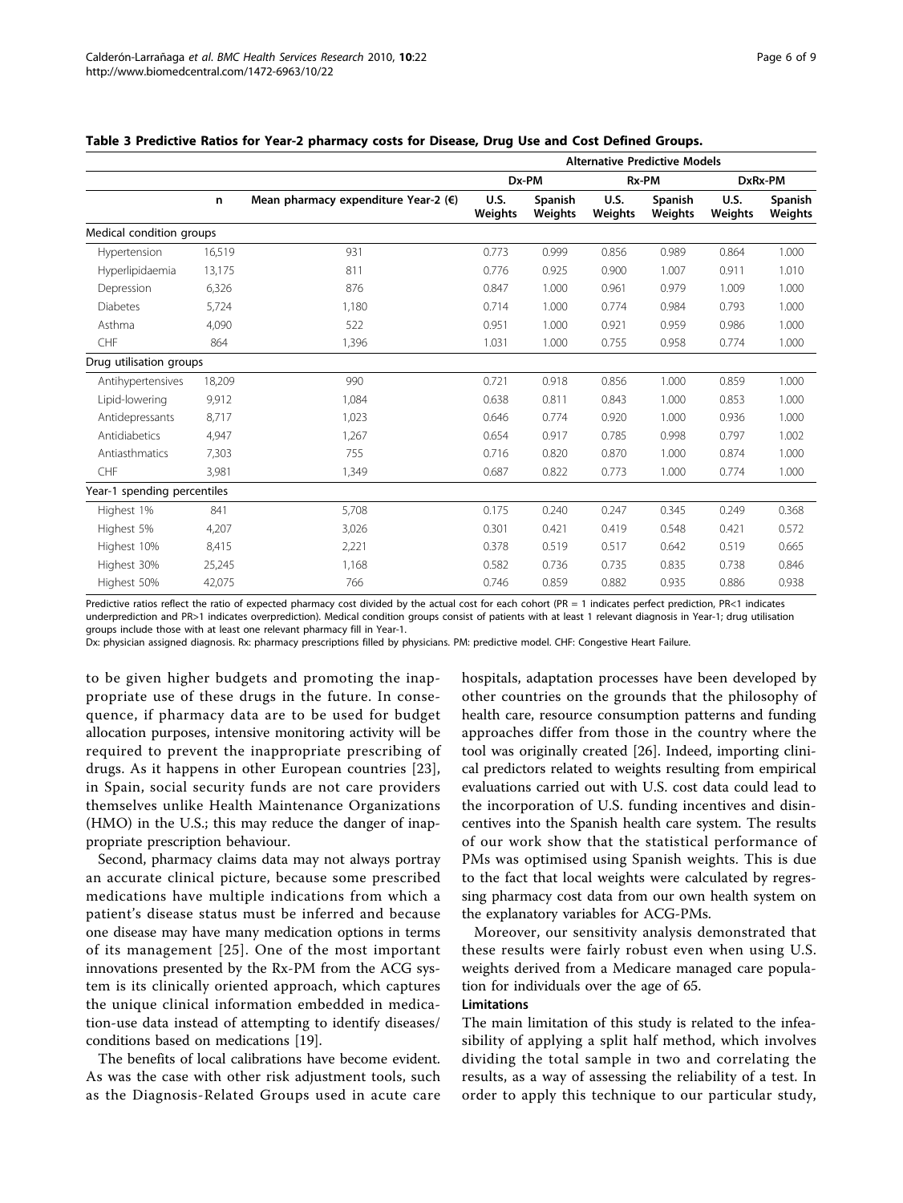**Table 3 Predictive Ratios for Year-2 pharmacy costs for Disease, Drug Use and Cost Defined Groups.**

| | | | Alternative Predictive Models | | | | | |
|---|---|---|---|---|---|---|---|---|
| | | | Dx-PM | | Rx-PM | | DxRx-PM | |
| | n | Mean pharmacy expenditure Year-2 (€) | U.S. Weights | Spanish Weights | U.S. Weights | Spanish Weights | U.S. Weights | Spanish Weights |
| Medical condition groups | | | | | | | | |
| Hypertension | 16,519 | 931 | 0.773 | 0.999 | 0.856 | 0.989 | 0.864 | 1.000 |
| Hyperlipidaemia | 13,175 | 811 | 0.776 | 0.925 | 0.900 | 1.007 | 0.911 | 1.010 |
| Depression | 6,326 | 876 | 0.847 | 1.000 | 0.961 | 0.979 | 1.009 | 1.000 |
| Diabetes | 5,724 | 1,180 | 0.714 | 1.000 | 0.774 | 0.984 | 0.793 | 1.000 |
| Asthma | 4,090 | 522 | 0.951 | 1.000 | 0.921 | 0.959 | 0.986 | 1.000 |
| CHF | 864 | 1,396 | 1.031 | 1.000 | 0.755 | 0.958 | 0.774 | 1.000 |
| Drug utilisation groups | | | | | | | | |
| Antihypertensives | 18,209 | 990 | 0.721 | 0.918 | 0.856 | 1.000 | 0.859 | 1.000 |
| Lipid-lowering | 9,912 | 1,084 | 0.638 | 0.811 | 0.843 | 1.000 | 0.853 | 1.000 |
| Antidepressants | 8,717 | 1,023 | 0.646 | 0.774 | 0.920 | 1.000 | 0.936 | 1.000 |
| Antidiabetics | 4,947 | 1,267 | 0.654 | 0.917 | 0.785 | 0.998 | 0.797 | 1.002 |
| Antiasthmatics | 7,303 | 755 | 0.716 | 0.820 | 0.870 | 1.000 | 0.874 | 1.000 |
| CHF | 3,981 | 1,349 | 0.687 | 0.822 | 0.773 | 1.000 | 0.774 | 1.000 |
| Year-1 spending percentiles | | | | | | | | |
| Highest 1% | 841 | 5,708 | 0.175 | 0.240 | 0.247 | 0.345 | 0.249 | 0.368 |
| Highest 5% | 4,207 | 3,026 | 0.301 | 0.421 | 0.419 | 0.548 | 0.421 | 0.572 |
| Highest 10% | 8,415 | 2,221 | 0.378 | 0.519 | 0.517 | 0.642 | 0.519 | 0.665 |
| Highest 30% | 25,245 | 1,168 | 0.582 | 0.736 | 0.735 | 0.835 | 0.738 | 0.846 |
| Highest 50% | 42,075 | 766 | 0.746 | 0.859 | 0.882 | 0.935 | 0.886 | 0.938 |

Predictive ratios reflect the ratio of expected pharmacy cost divided by the actual cost for each cohort (PR = 1 indicates perfect prediction, PR<1 indicates underprediction and PR>1 indicates overprediction). Medical condition groups consist of patients with at least 1 relevant diagnosis in Year-1; drug utilisation groups include those with at least one relevant pharmacy fill in Year-1.

Dx: physician assigned diagnosis. Rx: pharmacy prescriptions filled by physicians. PM: predictive model. CHF: Congestive Heart Failure.

to be given higher budgets and promoting the inappropriate use of these drugs in the future. In consequence, if pharmacy data are to be used for budget allocation purposes, intensive monitoring activity will be required to prevent the inappropriate prescribing of drugs. As it happens in other European countries [23], in Spain, social security funds are not care providers themselves unlike Health Maintenance Organizations (HMO) in the U.S.; this may reduce the danger of inappropriate prescription behaviour.

Second, pharmacy claims data may not always portray an accurate clinical picture, because some prescribed medications have multiple indications from which a patient's disease status must be inferred and because one disease may have many medication options in terms of its management [25]. One of the most important innovations presented by the Rx-PM from the ACG system is its clinically oriented approach, which captures the unique clinical information embedded in medication-use data instead of attempting to identify diseases/conditions based on medications [19].

The benefits of local calibrations have become evident. As was the case with other risk adjustment tools, such as the Diagnosis-Related Groups used in acute care hospitals, adaptation processes have been developed by other countries on the grounds that the philosophy of health care, resource consumption patterns and funding approaches differ from those in the country where the tool was originally created [26]. Indeed, importing clinical predictors related to weights resulting from empirical evaluations carried out with U.S. cost data could lead to the incorporation of U.S. funding incentives and disincentives into the Spanish health care system. The results of our work show that the statistical performance of PMs was optimised using Spanish weights. This is due to the fact that local weights were calculated by regressing pharmacy cost data from our own health system on the explanatory variables for ACG-PMs.

Moreover, our sensitivity analysis demonstrated that these results were fairly robust even when using U.S. weights derived from a Medicare managed care population for individuals over the age of 65.

### Limitations

The main limitation of this study is related to the infeasibility of applying a split half method, which involves dividing the total sample in two and correlating the results, as a way of assessing the reliability of a test. In order to apply this technique to our particular study,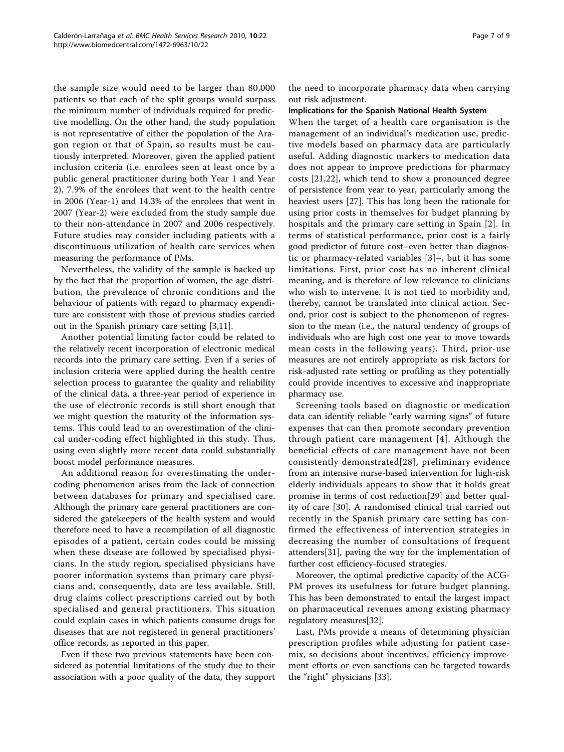the sample size would need to be larger than 80,000 patients so that each of the split groups would surpass the minimum number of individuals required for predictive modelling. On the other hand, the study population is not representative of either the population of the Aragon region or that of Spain, so results must be cautiously interpreted. Moreover, given the applied patient inclusion criteria (i.e. enrolees seen at least once by a public general practitioner during both Year 1 and Year 2), 7.9% of the enrolees that went to the health centre in 2006 (Year-1) and 14.3% of the enrolees that went in 2007 (Year-2) were excluded from the study sample due to their non-attendance in 2007 and 2006 respectively. Future studies may consider including patients with a discontinuous utilization of health care services when measuring the performance of PMs.

Nevertheless, the validity of the sample is backed up by the fact that the proportion of women, the age distribution, the prevalence of chronic conditions and the behaviour of patients with regard to pharmacy expenditure are consistent with those of previous studies carried out in the Spanish primary care setting [3,11].

Another potential limiting factor could be related to the relatively recent incorporation of electronic medical records into the primary care setting. Even if a series of inclusion criteria were applied during the health centre selection process to guarantee the quality and reliability of the clinical data, a three-year period of experience in the use of electronic records is still short enough that we might question the maturity of the information systems. This could lead to an overestimation of the clinical under-coding effect highlighted in this study. Thus, using even slightly more recent data could substantially boost model performance measures.

An additional reason for overestimating the under-coding phenomenon arises from the lack of connection between databases for primary and specialised care. Although the primary care general practitioners are considered the gatekeepers of the health system and would therefore need to have a recompilation of all diagnostic episodes of a patient, certain codes could be missing when these disease are followed by specialised physicians. In the study region, specialised physicians have poorer information systems than primary care physicians and, consequently, data are less available. Still, drug claims collect prescriptions carried out by both specialised and general practitioners. This situation could explain cases in which patients consume drugs for diseases that are not registered in general practitioners' office records, as reported in this paper.

Even if these two previous statements have been considered as potential limitations of the study due to their association with a poor quality of the data, they support the need to incorporate pharmacy data when carrying out risk adjustment.

#### Implications for the Spanish National Health System

When the target of a health care organisation is the management of an individual's medication use, predictive models based on pharmacy data are particularly useful. Adding diagnostic markers to medication data does not appear to improve predictions for pharmacy costs [21,22], which tend to show a pronounced degree of persistence from year to year, particularly among the heaviest users [27]. This has long been the rationale for using prior costs in themselves for budget planning by hospitals and the primary care setting in Spain [2]. In terms of statistical performance, prior cost is a fairly good predictor of future cost–even better than diagnostic or pharmacy-related variables [3]–, but it has some limitations. First, prior cost has no inherent clinical meaning, and is therefore of low relevance to clinicians who wish to intervene. It is not tied to morbidity and, thereby, cannot be translated into clinical action. Second, prior cost is subject to the phenomenon of regression to the mean (i.e., the natural tendency of groups of individuals who are high cost one year to move towards mean costs in the following years). Third, prior-use measures are not entirely appropriate as risk factors for risk-adjusted rate setting or profiling as they potentially could provide incentives to excessive and inappropriate pharmacy use.

Screening tools based on diagnostic or medication data can identify reliable "early warning signs" of future expenses that can then promote secondary prevention through patient care management [4]. Although the beneficial effects of care management have not been consistently demonstrated[28], preliminary evidence from an intensive nurse-based intervention for high-risk elderly individuals appears to show that it holds great promise in terms of cost reduction[29] and better quality of care [30]. A randomised clinical trial carried out recently in the Spanish primary care setting has confirmed the effectiveness of intervention strategies in decreasing the number of consultations of frequent attenders[31], paving the way for the implementation of further cost efficiency-focused strategies.

Moreover, the optimal predictive capacity of the ACG-PM proves its usefulness for future budget planning. This has been demonstrated to entail the largest impact on pharmaceutical revenues among existing pharmacy regulatory measures[32].

Last, PMs provide a means of determining physician prescription profiles while adjusting for patient case-mix, so decisions about incentives, efficiency improvement efforts or even sanctions can be targeted towards the "right" physicians [33].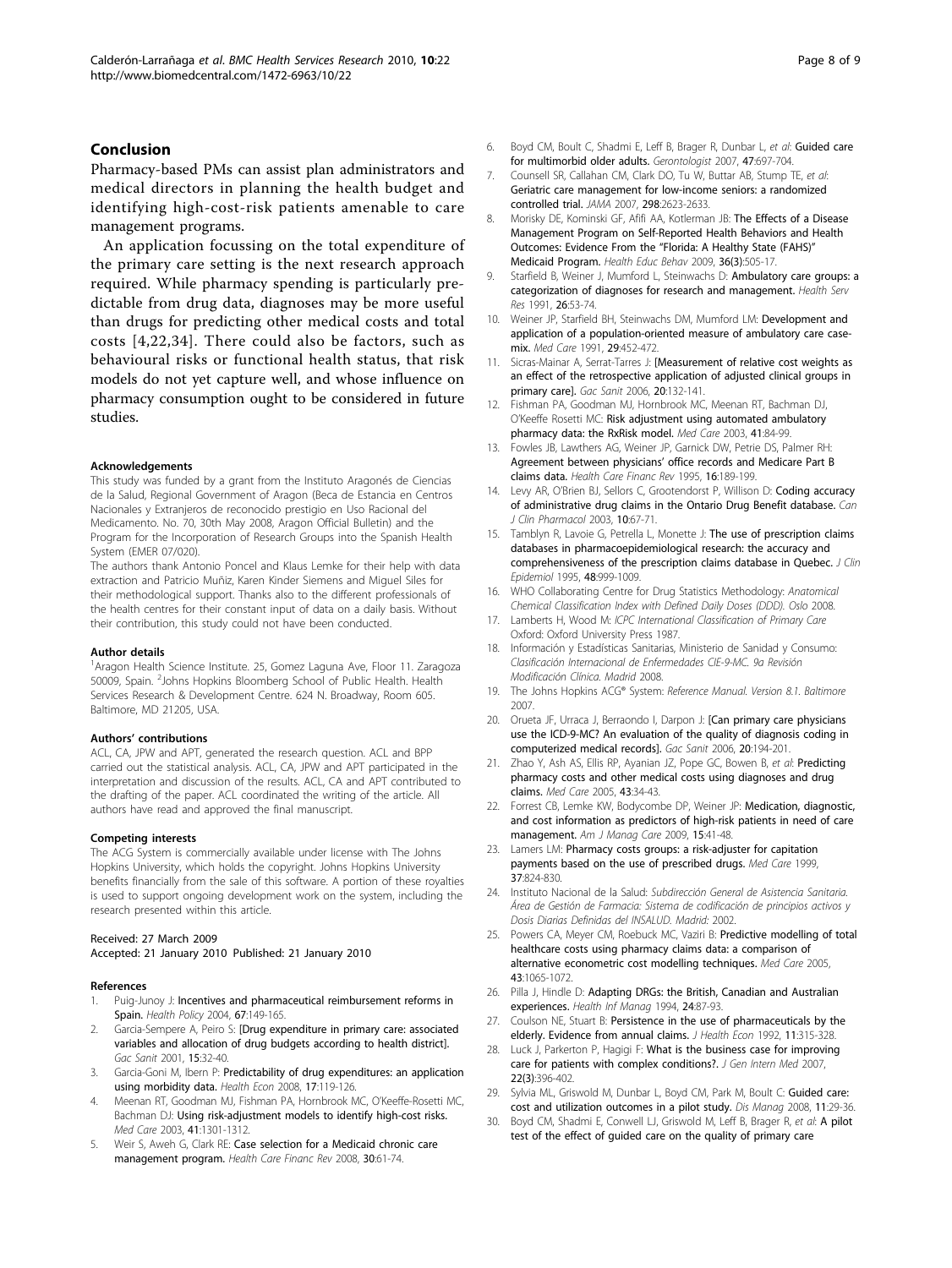## Conclusion

Pharmacy-based PMs can assist plan administrators and medical directors in planning the health budget and identifying high-cost-risk patients amenable to care management programs.

An application focussing on the total expenditure of the primary care setting is the next research approach required. While pharmacy spending is particularly predictable from drug data, diagnoses may be more useful than drugs for predicting other medical costs and total costs [4,22,34]. There could also be factors, such as behavioural risks or functional health status, that risk models do not yet capture well, and whose influence on pharmacy consumption ought to be considered in future studies.

#### Acknowledgements

This study was funded by a grant from the Instituto Aragonés de Ciencias de la Salud, Regional Government of Aragon (Beca de Estancia en Centros Nacionales y Extranjeros de reconocido prestigio en Uso Racional del Medicamento. No. 70, 30th May 2008, Aragon Official Bulletin) and the Program for the Incorporation of Research Groups into the Spanish Health System (EMER 07/020).

The authors thank Antonio Poncel and Klaus Lemke for their help with data extraction and Patricio Muñiz, Karen Kinder Siemens and Miguel Siles for their methodological support. Thanks also to the different professionals of the health centres for their constant input of data on a daily basis. Without their contribution, this study could not have been conducted.

#### Author details

[1]Aragon Health Science Institute. 25, Gomez Laguna Ave, Floor 11. Zaragoza 50009, Spain. [2]Johns Hopkins Bloomberg School of Public Health. Health Services Research & Development Centre. 624 N. Broadway, Room 605. Baltimore, MD 21205, USA.

#### Authors' contributions

ACL, CA, JPW and APT, generated the research question. ACL and BPP carried out the statistical analysis. ACL, CA, JPW and APT participated in the interpretation and discussion of the results. ACL, CA and APT contributed to the drafting of the paper. ACL coordinated the writing of the article. All authors have read and approved the final manuscript.

#### Competing interests

The ACG System is commercially available under license with The Johns Hopkins University, which holds the copyright. Johns Hopkins University benefits financially from the sale of this software. A portion of these royalties is used to support ongoing development work on the system, including the research presented within this article.

Received: 27 March 2009
Accepted: 21 January 2010 Published: 21 January 2010

#### References

1. Puig-Junoy J: **Incentives and pharmaceutical reimbursement reforms in Spain.** *Health Policy* 2004, **67**:149-165.
2. Garcia-Sempere A, Peiro S: **[Drug expenditure in primary care: associated variables and allocation of drug budgets according to health district].** *Gac Sanit* 2001, **15**:32-40.
3. Garcia-Goni M, Ibern P: **Predictability of drug expenditures: an application using morbidity data.** *Health Econ* 2008, **17**:119-126.
4. Meenan RT, Goodman MJ, Fishman PA, Hornbrook MC, O'Keeffe-Rosetti MC, Bachman DJ: **Using risk-adjustment models to identify high-cost risks.** *Med Care* 2003, **41**:1301-1312.
5. Weir S, Aweh G, Clark RE: **Case selection for a Medicaid chronic care management program.** *Health Care Financ Rev* 2008, **30**:61-74.
6. Boyd CM, Boult C, Shadmi E, Leff B, Brager R, Dunbar L, *et al*: **Guided care for multimorbid older adults.** *Gerontologist* 2007, **47**:697-704.
7. Counsell SR, Callahan CM, Clark DO, Tu W, Buttar AB, Stump TE, *et al*: **Geriatric care management for low-income seniors: a randomized controlled trial.** *JAMA* 2007, **298**:2623-2633.
8. Morisky DE, Kominski GF, Afifi AA, Kotlerman JB: **The Effects of a Disease Management Program on Self-Reported Health Behaviors and Health Outcomes: Evidence From the "Florida: A Healthy State (FAHS)" Medicaid Program.** *Health Educ Behav* 2009, **36(3)**:505-17.
9. Starfield B, Weiner J, Mumford L, Steinwachs D: **Ambulatory care groups: a categorization of diagnoses for research and management.** *Health Serv Res* 1991, **26**:53-74.
10. Weiner JP, Starfield BH, Steinwachs DM, Mumford LM: **Development and application of a population-oriented measure of ambulatory care case-mix.** *Med Care* 1991, **29**:452-472.
11. Sicras-Mainar A, Serrat-Tarres J: **[Measurement of relative cost weights as an effect of the retrospective application of adjusted clinical groups in primary care].** *Gac Sanit* 2006, **20**:132-141.
12. Fishman PA, Goodman MJ, Hornbrook MC, Meenan RT, Bachman DJ, O'Keeffe Rosetti MC: **Risk adjustment using automated ambulatory pharmacy data: the RxRisk model.** *Med Care* 2003, **41**:84-99.
13. Fowles JB, Lawthers AG, Weiner JP, Garnick DW, Petrie DS, Palmer RH: **Agreement between physicians' office records and Medicare Part B claims data.** *Health Care Financ Rev* 1995, **16**:189-199.
14. Levy AR, O'Brien BJ, Sellors C, Grootendorst P, Willison D: **Coding accuracy of administrative drug claims in the Ontario Drug Benefit database.** *Can J Clin Pharmacol* 2003, **10**:67-71.
15. Tamblyn R, Lavoie G, Petrella L, Monette J: **The use of prescription claims databases in pharmacoepidemiological research: the accuracy and comprehensiveness of the prescription claims database in Quebec.** *J Clin Epidemiol* 1995, **48**:999-1009.
16. WHO Collaborating Centre for Drug Statistics Methodology: *Anatomical Chemical Classification Index with Defined Daily Doses (DDD). Oslo* 2008.
17. Lamberts H, Wood M: *ICPC International Classification of Primary Care* Oxford: Oxford University Press 1987.
18. Información y Estadísticas Sanitarias, Ministerio de Sanidad y Consumo: *Clasificación Internacional de Enfermedades CIE-9-MC. 9a Revisión Modificación Clínica. Madrid* 2008.
19. The Johns Hopkins ACG® System: *Reference Manual. Version 8.1. Baltimore* 2007.
20. Orueta JF, Urraca J, Berraondo I, Darpon J: **[Can primary care physicians use the ICD-9-MC? An evaluation of the quality of diagnosis coding in computerized medical records].** *Gac Sanit* 2006, **20**:194-201.
21. Zhao Y, Ash AS, Ellis RP, Ayanian JZ, Pope GC, Bowen B, *et al*: **Predicting pharmacy costs and other medical costs using diagnoses and drug claims.** *Med Care* 2005, **43**:34-43.
22. Forrest CB, Lemke KW, Bodycombe DP, Weiner JP: **Medication, diagnostic, and cost information as predictors of high-risk patients in need of care management.** *Am J Manag Care* 2009, **15**:41-48.
23. Lamers LM: **Pharmacy costs groups: a risk-adjuster for capitation payments based on the use of prescribed drugs.** *Med Care* 1999, **37**:824-830.
24. Instituto Nacional de la Salud: *Subdirección General de Asistencia Sanitaria. Área de Gestión de Farmacia: Sistema de codificación de principios activos y Dosis Diarias Definidas del INSALUD. Madrid:* 2002.
25. Powers CA, Meyer CM, Roebuck MC, Vaziri B: **Predictive modelling of total healthcare costs using pharmacy claims data: a comparison of alternative econometric cost modelling techniques.** *Med Care* 2005, **43**:1065-1072.
26. Pilla J, Hindle D: **Adapting DRGs: the British, Canadian and Australian experiences.** *Health Inf Manag* 1994, **24**:87-93.
27. Coulson NE, Stuart B: **Persistence in the use of pharmaceuticals by the elderly. Evidence from annual claims.** *J Health Econ* 1992, **11**:315-328.
28. Luck J, Parkerton P, Hagigi F: **What is the business case for improving care for patients with complex conditions?.** *J Gen Intern Med* 2007, **22(3)**:396-402.
29. Sylvia ML, Griswold M, Dunbar L, Boyd CM, Park M, Boult C: **Guided care: cost and utilization outcomes in a pilot study.** *Dis Manag* 2008, **11**:29-36.
30. Boyd CM, Shadmi E, Conwell LJ, Griswold M, Leff B, Brager R, *et al*: **A pilot test of the effect of guided care on the quality of primary care**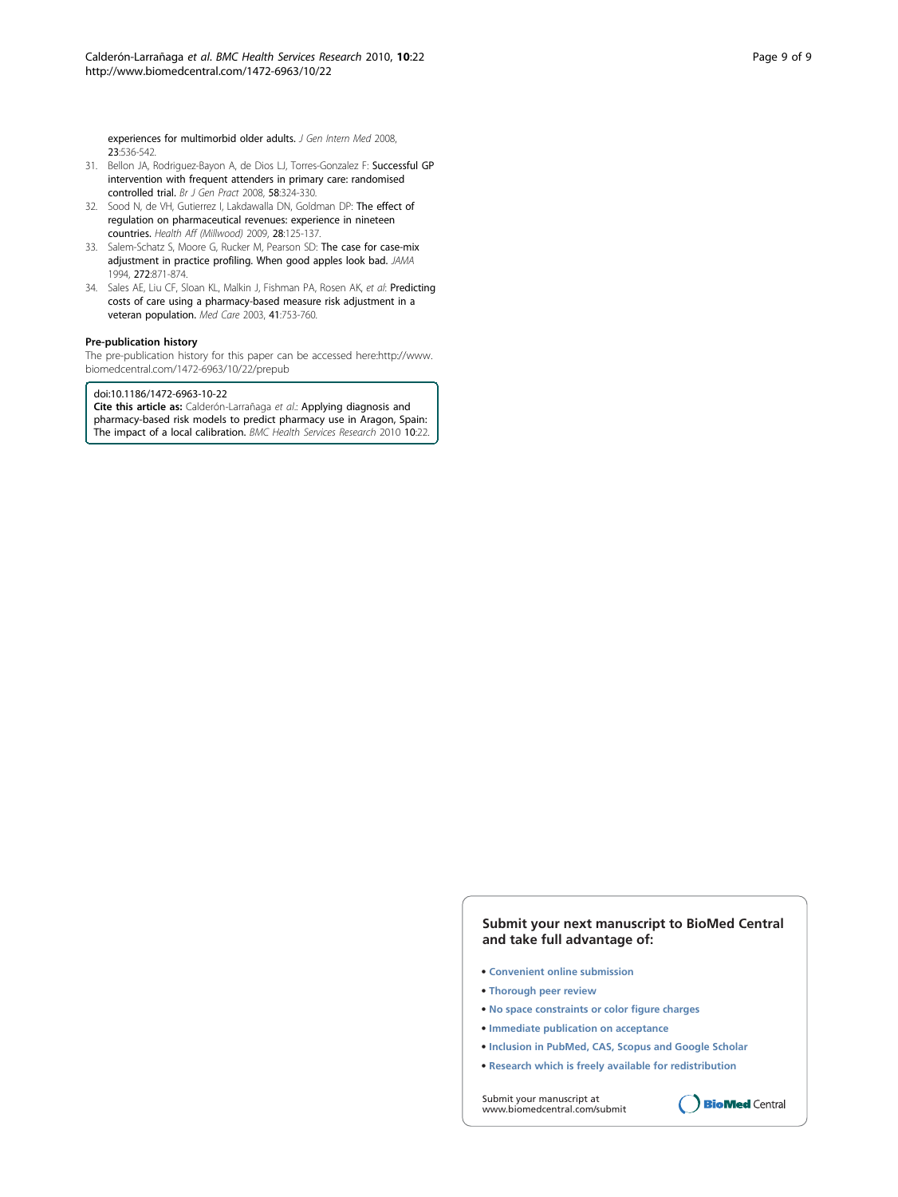experiences for multimorbid older adults. *J Gen Intern Med* 2008, **23**:536-542.

31. Bellon JA, Rodriguez-Bayon A, de Dios LJ, Torres-Gonzalez F: **Successful GP intervention with frequent attenders in primary care: randomised controlled trial.** *Br J Gen Pract* 2008, **58**:324-330.
32. Sood N, de VH, Gutierrez I, Lakdawalla DN, Goldman DP: **The effect of regulation on pharmaceutical revenues: experience in nineteen countries.** *Health Aff (Millwood)* 2009, **28**:125-137.
33. Salem-Schatz S, Moore G, Rucker M, Pearson SD: **The case for case-mix adjustment in practice profiling. When good apples look bad.** *JAMA* 1994, **272**:871-874.
34. Sales AE, Liu CF, Sloan KL, Malkin J, Fishman PA, Rosen AK, *et al*: **Predicting costs of care using a pharmacy-based measure risk adjustment in a veteran population.** *Med Care* 2003, **41**:753-760.

### Pre-publication history

The pre-publication history for this paper can be accessed here:http://www.biomedcentral.com/1472-6963/10/22/prepub

doi:10.1186/1472-6963-10-22

**Cite this article as:** Calderón-Larrañaga *et al.*: Applying diagnosis and pharmacy-based risk models to predict pharmacy use in Aragon, Spain: The impact of a local calibration. *BMC Health Services Research* 2010 **10**:22.

**Submit your next manuscript to BioMed Central and take full advantage of:**

- **Convenient online submission**
- **Thorough peer review**
- **No space constraints or color figure charges**
- **Immediate publication on acceptance**
- **Inclusion in PubMed, CAS, Scopus and Google Scholar**
- **Research which is freely available for redistribution**

Submit your manuscript at www.biomedcentral.com/submit

BioMed Central